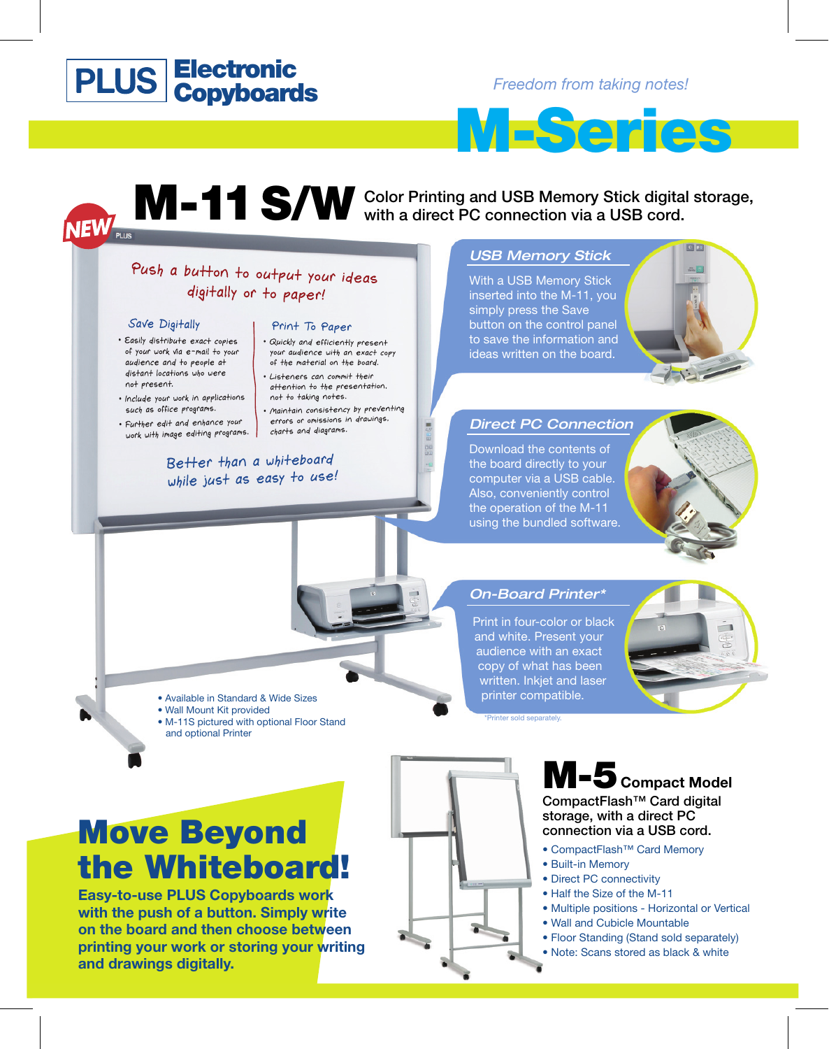# PLUS Electronic Copyboards

*Freedom from taking notes!*

# M-Series

## NEW M-11 S/W

Color Printing and USB Memory Stick digital storage, with a direct PC connection via a USB cord.

Push a button to output your ideas digitally or to paper!

**Save Digitally**

- Easily distribute exact copies of your work via e-mail to your audience and to people at distant locations who were not present.
- Include your work in applications such as office programs.
- Further edit and enhance your work with image editing programs.

**Print To Paper**

- Quickly and efficiently present your audience with an exact copy of the material on the board.
- Listeners can commit their attention to the presentation, not to taking notes.
- Maintain consistency by preventing errors or omissions in drawings, charts and diagrams.

Better than a whiteboard while just as easy to use!

### *USB Memory Stick*

With a USB Memory Stick inserted into the M-11, you simply press the Save button on the control panel to save the information and ideas written on the board.

### *Direct PC Connection*

Download the contents of the board directly to your computer via a USB cable. Also, conveniently control the operation of the M-11 using the bundled software.

### *On-Board Printer**

Print in four-color or black and white. Present your audience with an exact copy of what has been written. Inkjet and laser printer compatible.

*Printer sold separately.

- Available in Standard & Wide Sizes
- Wall Mount Kit provided
- M-11S pictured with optional Floor Stand and optional Printer

# Move Beyond the Whiteboard!

**Easy-to-use PLUS Copyboards work with the push of a button. Simply write on the board and then choose between printing your work or storing your writing and drawings digitally.**

## M-5 Compact Model

**CompactFlash™ Card digital storage, with a direct PC connection via a USB cord.**

- CompactFlash™ Card Memory
- Built-in Memory
- Direct PC connectivity
- Half the Size of the M-11
- Multiple positions - Horizontal or Vertical
- Wall and Cubicle Mountable
- Floor Standing (Stand sold separately)
- Note: Scans stored as black & white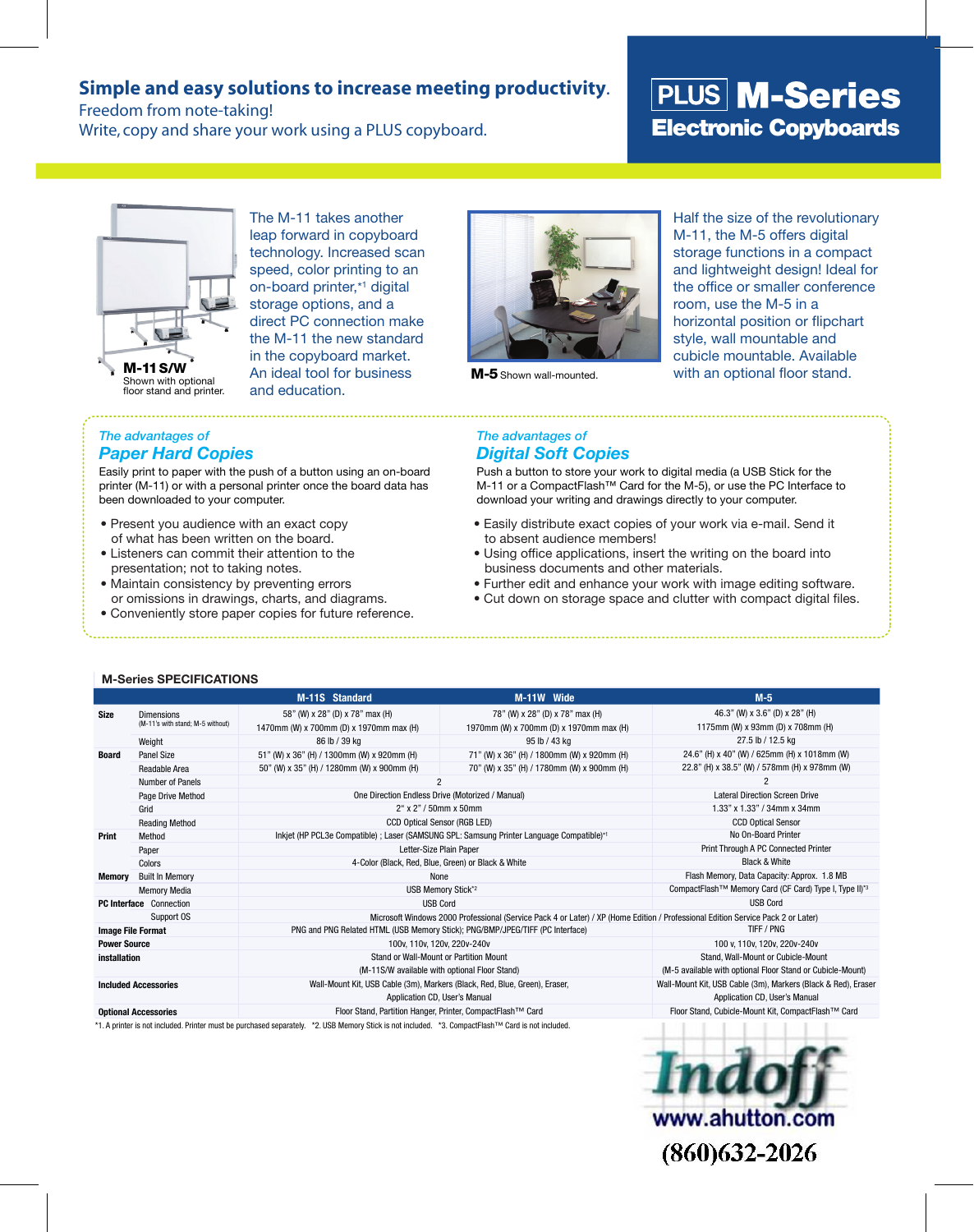**Simple and easy solutions to increase meeting productivity.**
Freedom from note-taking!
Write, copy and share your work using a PLUS copyboard.

# PLUS M-Series Electronic Copyboards

**M-11 S/W**
Shown with optional floor stand and printer.

The M-11 takes another leap forward in copyboard technology. Increased scan speed, color printing to an on-board printer,[*1] digital storage options, and a direct PC connection make the M-11 the new standard in the copyboard market. An ideal tool for business and education.

**M-5** Shown wall-mounted.

Half the size of the revolutionary M-11, the M-5 offers digital storage functions in a compact and lightweight design! Ideal for the office or smaller conference room, use the M-5 in a horizontal position or flipchart style, wall mountable and cubicle mountable. Available with an optional floor stand.

## *The advantages of* *Paper Hard Copies*

Easily print to paper with the push of a button using an on-board printer (M-11) or with a personal printer once the board data has been downloaded to your computer.

- Present you audience with an exact copy of what has been written on the board.
- Listeners can commit their attention to the presentation; not to taking notes.
- Maintain consistency by preventing errors or omissions in drawings, charts, and diagrams.
- Conveniently store paper copies for future reference.

## *The advantages of* *Digital Soft Copies*

Push a button to store your work to digital media (a USB Stick for the M-11 or a CompactFlash™ Card for the M-5), or use the PC Interface to download your writing and drawings directly to your computer.

- Easily distribute exact copies of your work via e-mail. Send it to absent audience members!
- Using office applications, insert the writing on the board into business documents and other materials.
- Further edit and enhance your work with image editing software.
- Cut down on storage space and clutter with compact digital files.

### M-Series SPECIFICATIONS

| | | M-11S Standard | M-11W Wide | M-5 |
|---|---|---|---|---|
| **Size** | Dimensions (M-11's with stand; M-5 without) | 58" (W) x 28" (D) x 78" max (H)<br>1470mm (W) x 700mm (D) x 1970mm max (H) | 78" (W) x 28" (D) x 78" max (H)<br>1970mm (W) x 700mm (D) x 1970mm max (H) | 46.3" (W) x 3.6" (D) x 28" (H)<br>1175mm (W) x 93mm (D) x 708mm (H) |
| | Weight | 86 lb / 39 kg | 95 lb / 43 kg | 27.5 lb / 12.5 kg |
| **Board** | Panel Size | 51" (W) x 36" (H) / 1300mm (W) x 920mm (H) | 71" (W) x 36" (H) / 1800mm (W) x 920mm (H) | 24.6" (H) x 40" (W) / 625mm (H) x 1018mm (W) |
| | Readable Area | 50" (W) x 35" (H) / 1280mm (W) x 900mm (H) | 70" (W) x 35" (H) / 1780mm (W) x 900mm (H) | 22.8" (H) x 38.5" (W) / 578mm (H) x 978mm (W) |
| | Number of Panels | 2 | | 2 |
| | Page Drive Method | One Direction Endless Drive (Motorized / Manual) | | Lateral Direction Screen Drive |
| | Grid | 2" x 2" / 50mm x 50mm | | 1.33" x 1.33" / 34mm x 34mm |
| | Reading Method | CCD Optical Sensor (RGB LED) | | CCD Optical Sensor |
| **Print** | Method | Inkjet (HP PCL3e Compatible) ; Laser (SAMSUNG SPL: Samsung Printer Language Compatible)[*1] | | No On-Board Printer |
| | Paper | Letter-Size Plain Paper | | Print Through A PC Connected Printer |
| | Colors | 4-Color (Black, Red, Blue, Green) or Black & White | | Black & White |
| **Memory** | Built In Memory | None | | Flash Memory, Data Capacity: Approx. 1.8 MB |
| | Memory Media | USB Memory Stick[*2] | | CompactFlash™ Memory Card (CF Card) Type I, Type II[*3] |
| **PC Interface** | Connection | USB Cord | | USB Cord |
| | Support OS | Microsoft Windows 2000 Professional (Service Pack 4 or Later) / XP (Home Edition / Professional Edition Service Pack 2 or Later) | | |
| **Image File Format** | | PNG and PNG Related HTML (USB Memory Stick); PNG/BMP/JPEG/TIFF (PC Interface) | | TIFF / PNG |
| **Power Source** | | 100v, 110v, 120v, 220v-240v | | 100 v, 110v, 120v, 220v-240v |
| **installation** | | Stand or Wall-Mount or Partition Mount<br>(M-11S/W available with optional Floor Stand) | | Stand, Wall-Mount or Cubicle-Mount<br>(M-5 available with optional Floor Stand or Cubicle-Mount) |
| **Included Accessories** | | Wall-Mount Kit, USB Cable (3m), Markers (Black, Red, Blue, Green), Eraser, Application CD, User's Manual | | Wall-Mount Kit, USB Cable (3m), Markers (Black & Red), Eraser Application CD, User's Manual |
| **Optional Accessories** | | Floor Stand, Partition Hanger, Printer, CompactFlash™ Card | | Floor Stand, Cubicle-Mount Kit, CompactFlash™ Card |

*1. A printer is not included. Printer must be purchased separately. *2. USB Memory Stick is not included. *3. CompactFlash™ Card is not included.

Indoff
www.ahutton.com
(860)632-2026